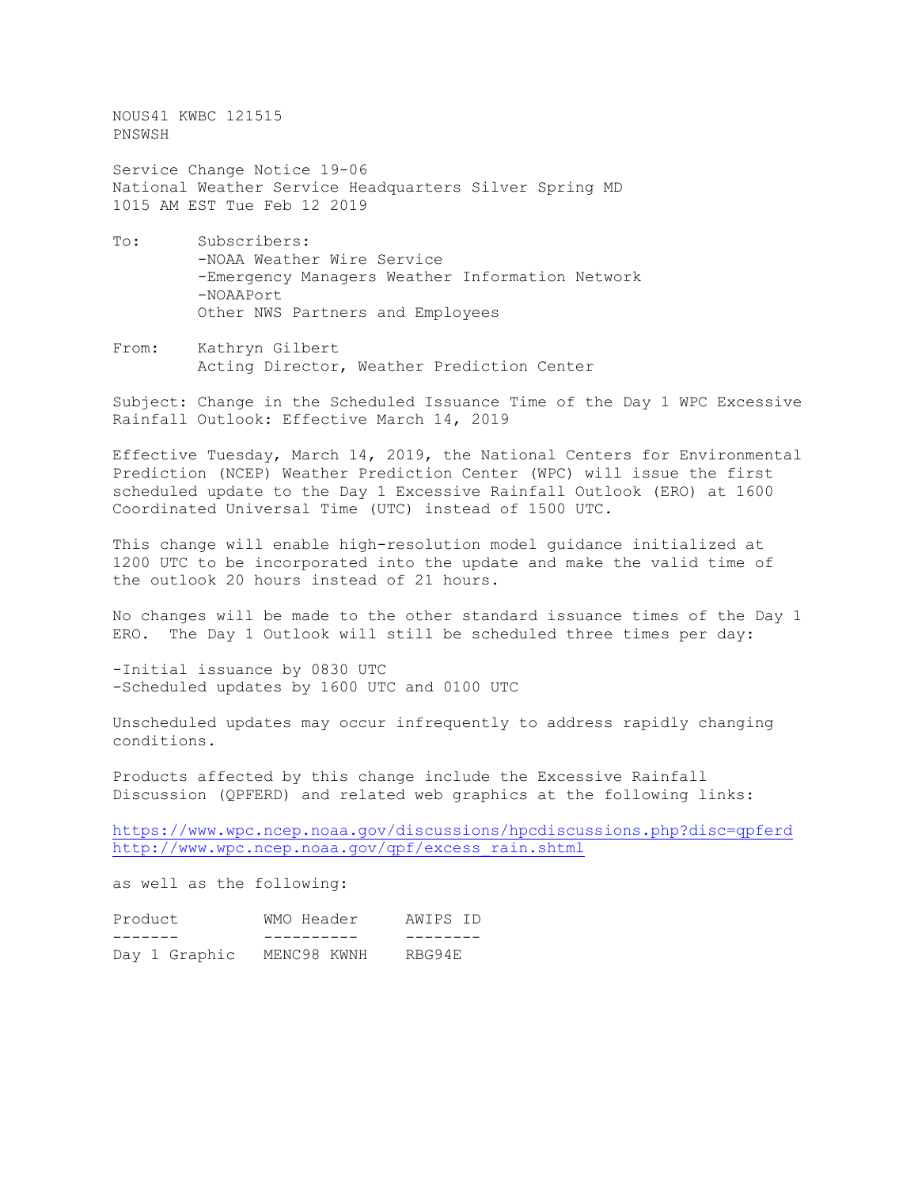NOUS41 KWBC 121515
PNSWSH

Service Change Notice 19-06
National Weather Service Headquarters Silver Spring MD
1015 AM EST Tue Feb 12 2019

To: Subscribers:
-NOAA Weather Wire Service
-Emergency Managers Weather Information Network
-NOAAPort
Other NWS Partners and Employees

From: Kathryn Gilbert
Acting Director, Weather Prediction Center

Subject: Change in the Scheduled Issuance Time of the Day 1 WPC Excessive Rainfall Outlook: Effective March 14, 2019

Effective Tuesday, March 14, 2019, the National Centers for Environmental Prediction (NCEP) Weather Prediction Center (WPC) will issue the first scheduled update to the Day 1 Excessive Rainfall Outlook (ERO) at 1600 Coordinated Universal Time (UTC) instead of 1500 UTC.

This change will enable high-resolution model guidance initialized at 1200 UTC to be incorporated into the update and make the valid time of the outlook 20 hours instead of 21 hours.

No changes will be made to the other standard issuance times of the Day 1 ERO. The Day 1 Outlook will still be scheduled three times per day:

-Initial issuance by 0830 UTC
-Scheduled updates by 1600 UTC and 0100 UTC

Unscheduled updates may occur infrequently to address rapidly changing conditions.

Products affected by this change include the Excessive Rainfall Discussion (QPFERD) and related web graphics at the following links:

https://www.wpc.ncep.noaa.gov/discussions/hpcdiscussions.php?disc=qpferd
http://www.wpc.ncep.noaa.gov/qpf/excess_rain.shtml

as well as the following:

| Product | WMO Header | AWIPS ID |
|---|---|---|
| Day 1 Graphic | MENC98 KWNH | RBG94E |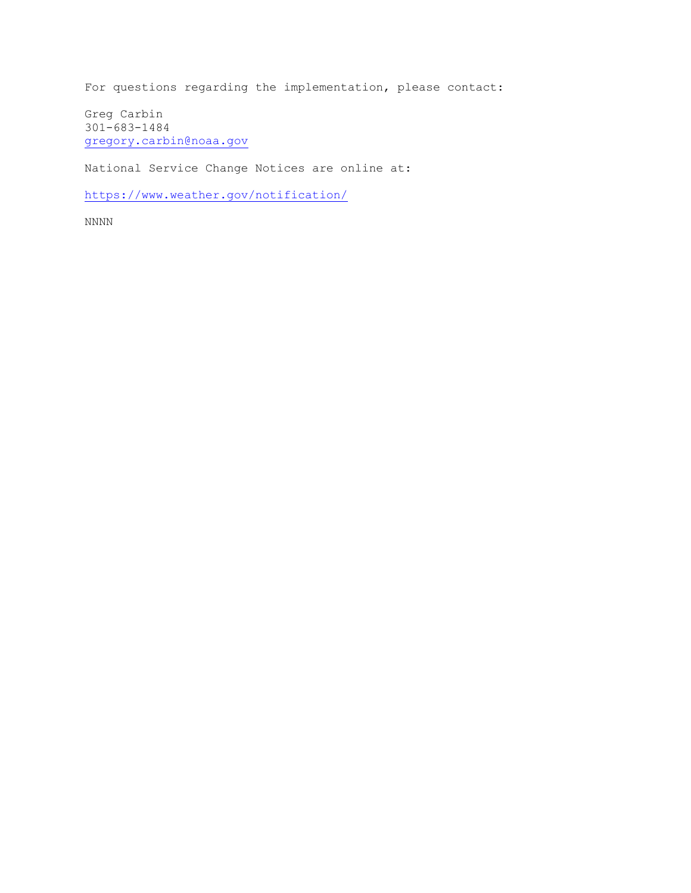For questions regarding the implementation, please contact:

Greg Carbin
301-683-1484
gregory.carbin@noaa.gov

National Service Change Notices are online at:

https://www.weather.gov/notification/

NNNN